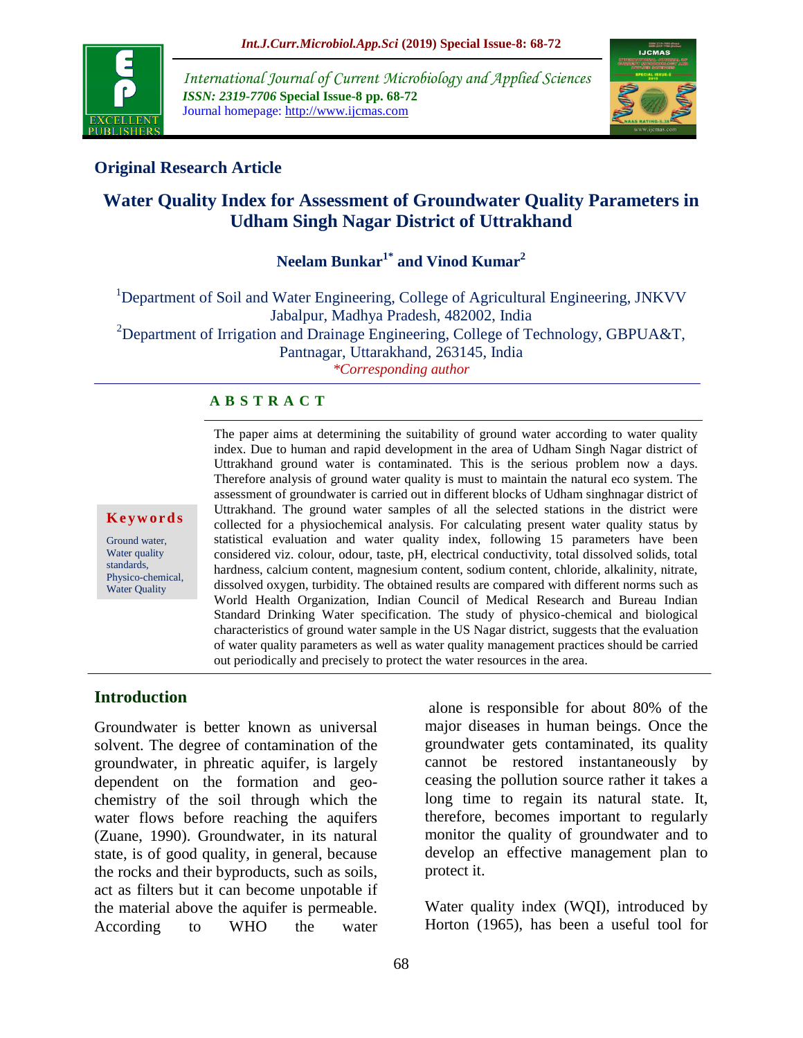*International Journal of Current Microbiology and Applied Sciences*
***ISSN: 2319-7706*** **Special Issue-8 pp. 68-72**
Journal homepage: http://www.ijcmas.com

## Original Research Article

# Water Quality Index for Assessment of Groundwater Quality Parameters in Udham Singh Nagar District of Uttrakhand

**Neelam Bunkar[1*] and Vinod Kumar[2]**

[1]Department of Soil and Water Engineering, College of Agricultural Engineering, JNKVV Jabalpur, Madhya Pradesh, 482002, India
[2]Department of Irrigation and Drainage Engineering, College of Technology, GBPUA&T, Pantnagar, Uttarakhand, 263145, India
*\*Corresponding author*

## ABSTRACT

**Keywords**

Ground water, Water quality standards, Physico-chemical, Water Quality

The paper aims at determining the suitability of ground water according to water quality index. Due to human and rapid development in the area of Udham Singh Nagar district of Uttrakhand ground water is contaminated. This is the serious problem now a days. Therefore analysis of ground water quality is must to maintain the natural eco system. The assessment of groundwater is carried out in different blocks of Udham singhnagar district of Uttrakhand. The ground water samples of all the selected stations in the district were collected for a physiochemical analysis. For calculating present water quality status by statistical evaluation and water quality index, following 15 parameters have been considered viz. colour, odour, taste, pH, electrical conductivity, total dissolved solids, total hardness, calcium content, magnesium content, sodium content, chloride, alkalinity, nitrate, dissolved oxygen, turbidity. The obtained results are compared with different norms such as World Health Organization, Indian Council of Medical Research and Bureau Indian Standard Drinking Water specification. The study of physico-chemical and biological characteristics of ground water sample in the US Nagar district, suggests that the evaluation of water quality parameters as well as water quality management practices should be carried out periodically and precisely to protect the water resources in the area.

## Introduction

Groundwater is better known as universal solvent. The degree of contamination of the groundwater, in phreatic aquifer, is largely dependent on the formation and geo-chemistry of the soil through which the water flows before reaching the aquifers (Zuane, 1990). Groundwater, in its natural state, is of good quality, in general, because the rocks and their byproducts, such as soils, act as filters but it can become unpotable if the material above the aquifer is permeable. According to WHO the water alone is responsible for about 80% of the major diseases in human beings. Once the groundwater gets contaminated, its quality cannot be restored instantaneously by ceasing the pollution source rather it takes a long time to regain its natural state. It, therefore, becomes important to regularly monitor the quality of groundwater and to develop an effective management plan to protect it.

Water quality index (WQI), introduced by Horton (1965), has been a useful tool for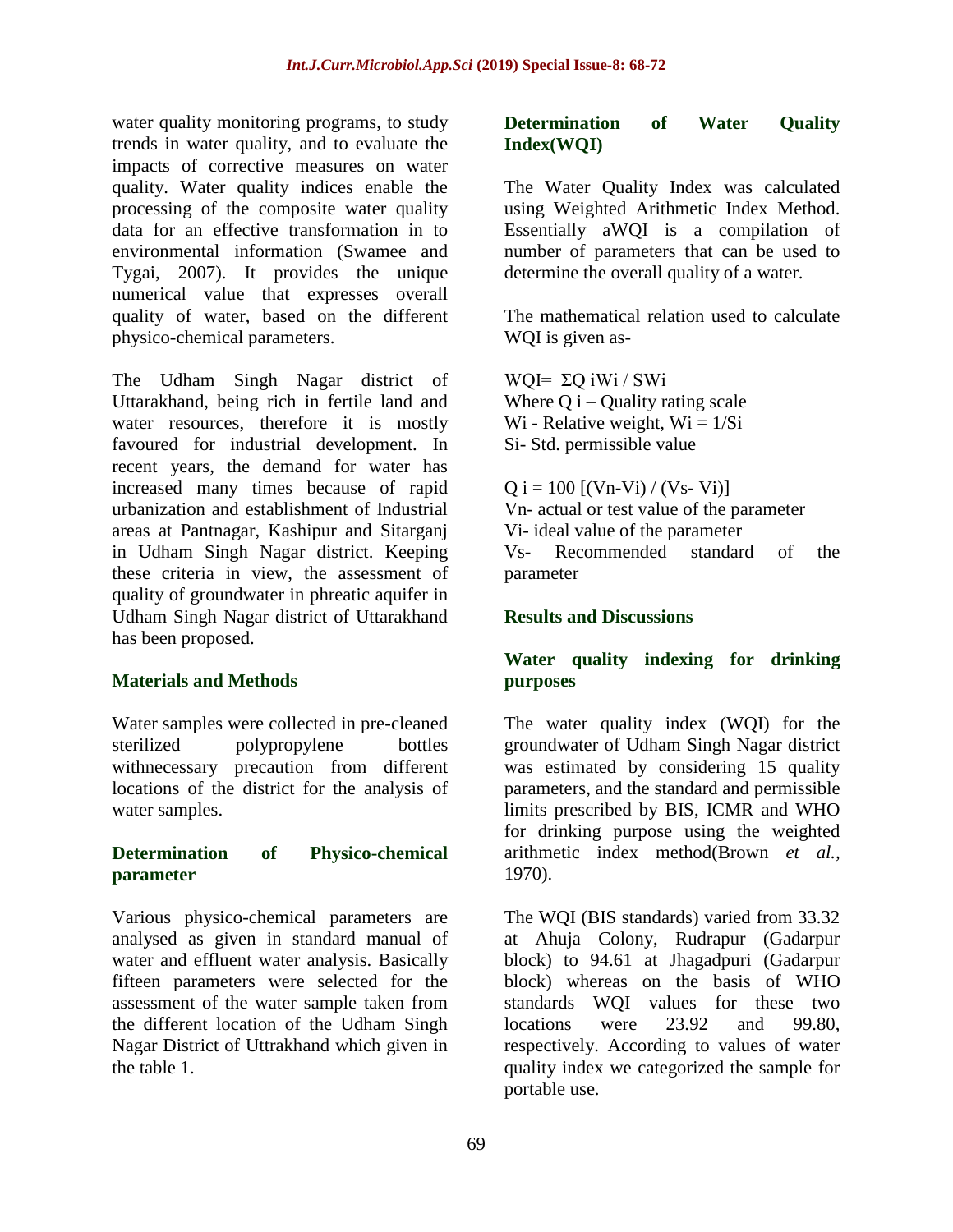water quality monitoring programs, to study trends in water quality, and to evaluate the impacts of corrective measures on water quality. Water quality indices enable the processing of the composite water quality data for an effective transformation in to environmental information (Swamee and Tygai, 2007). It provides the unique numerical value that expresses overall quality of water, based on the different physico-chemical parameters.

The Udham Singh Nagar district of Uttarakhand, being rich in fertile land and water resources, therefore it is mostly favoured for industrial development. In recent years, the demand for water has increased many times because of rapid urbanization and establishment of Industrial areas at Pantnagar, Kashipur and Sitarganj in Udham Singh Nagar district. Keeping these criteria in view, the assessment of quality of groundwater in phreatic aquifer in Udham Singh Nagar district of Uttarakhand has been proposed.

## Materials and Methods

Water samples were collected in pre-cleaned sterilized polypropylene bottles withnecessary precaution from different locations of the district for the analysis of water samples.

### Determination of Physico-chemical parameter

Various physico-chemical parameters are analysed as given in standard manual of water and effluent water analysis. Basically fifteen parameters were selected for the assessment of the water sample taken from the different location of the Udham Singh Nagar District of Uttrakhand which given in the table 1.

### Determination of Water Quality Index(WQI)

The Water Quality Index was calculated using Weighted Arithmetic Index Method. Essentially aWQI is a compilation of number of parameters that can be used to determine the overall quality of a water.

The mathematical relation used to calculate WQI is given as-

$$WQI = \Sigma Q_i W_i / \Sigma W_i$$

Where $Q_i$ – Quality rating scale
$W_i$ - Relative weight, $W_i = 1/S_i$
$S_i$- Std. permissible value

$$Q_i = 100\,[(V_n - V_i) / (V_s - V_i)]$$

$V_n$- actual or test value of the parameter
$V_i$- ideal value of the parameter
$V_s$- Recommended standard of the parameter

## Results and Discussions

### Water quality indexing for drinking purposes

The water quality index (WQI) for the groundwater of Udham Singh Nagar district was estimated by considering 15 quality parameters, and the standard and permissible limits prescribed by BIS, ICMR and WHO for drinking purpose using the weighted arithmetic index method(Brown *et al.,* 1970).

The WQI (BIS standards) varied from 33.32 at Ahuja Colony, Rudrapur (Gadarpur block) to 94.61 at Jhagadpuri (Gadarpur block) whereas on the basis of WHO standards WQI values for these two locations were 23.92 and 99.80, respectively. According to values of water quality index we categorized the sample for portable use.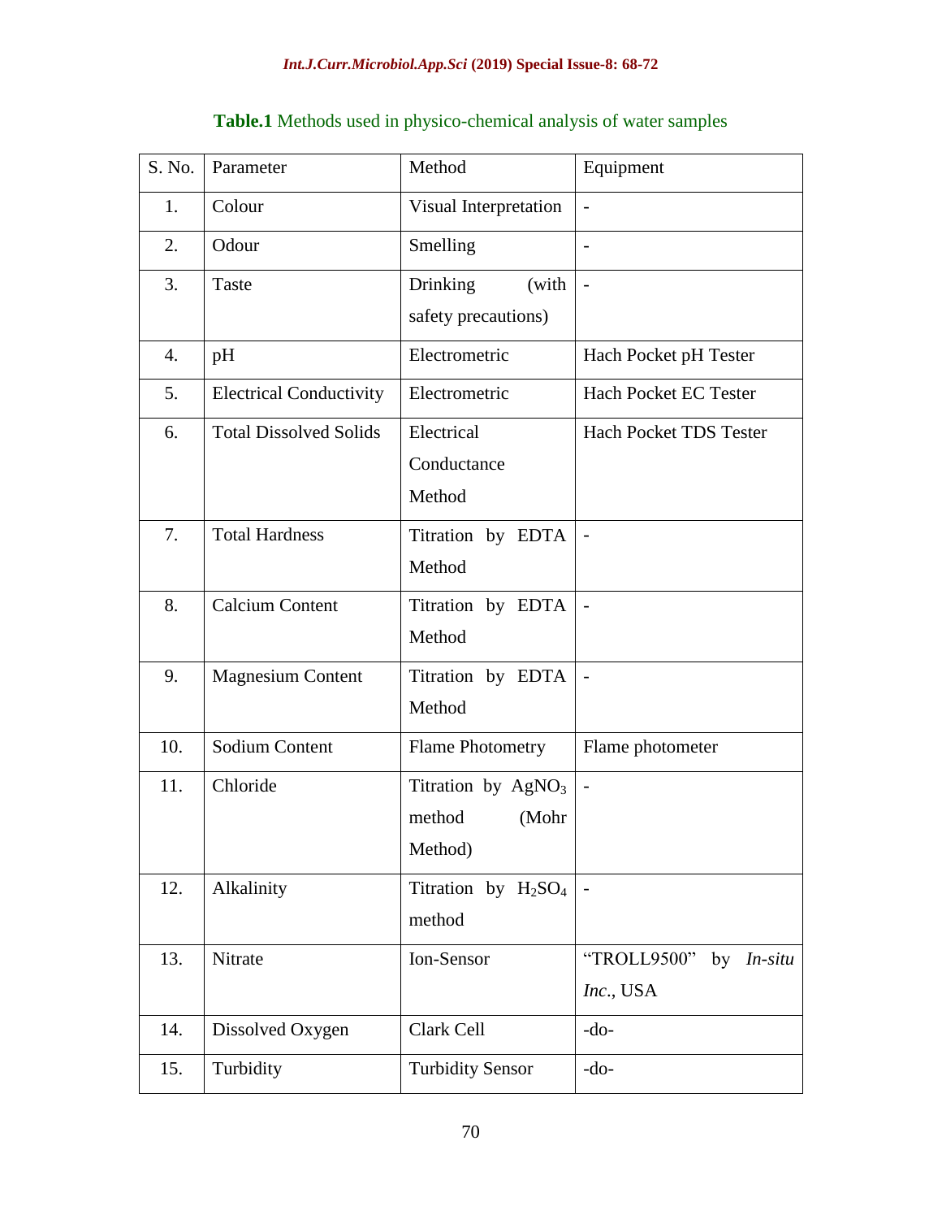**Table.1** Methods used in physico-chemical analysis of water samples

| S. No. | Parameter | Method | Equipment |
|---|---|---|---|
| 1. | Colour | Visual Interpretation | - |
| 2. | Odour | Smelling | - |
| 3. | Taste | Drinking (with safety precautions) | - |
| 4. | pH | Electrometric | Hach Pocket pH Tester |
| 5. | Electrical Conductivity | Electrometric | Hach Pocket EC Tester |
| 6. | Total Dissolved Solids | Electrical Conductance Method | Hach Pocket TDS Tester |
| 7. | Total Hardness | Titration by EDTA Method | - |
| 8. | Calcium Content | Titration by EDTA Method | - |
| 9. | Magnesium Content | Titration by EDTA Method | - |
| 10. | Sodium Content | Flame Photometry | Flame photometer |
| 11. | Chloride | Titration by $AgNO_3$ method (Mohr Method) | - |
| 12. | Alkalinity | Titration by $H_2SO_4$ method | - |
| 13. | Nitrate | Ion-Sensor | "TROLL9500" by *In-situ Inc.*, USA |
| 14. | Dissolved Oxygen | Clark Cell | -do- |
| 15. | Turbidity | Turbidity Sensor | -do- |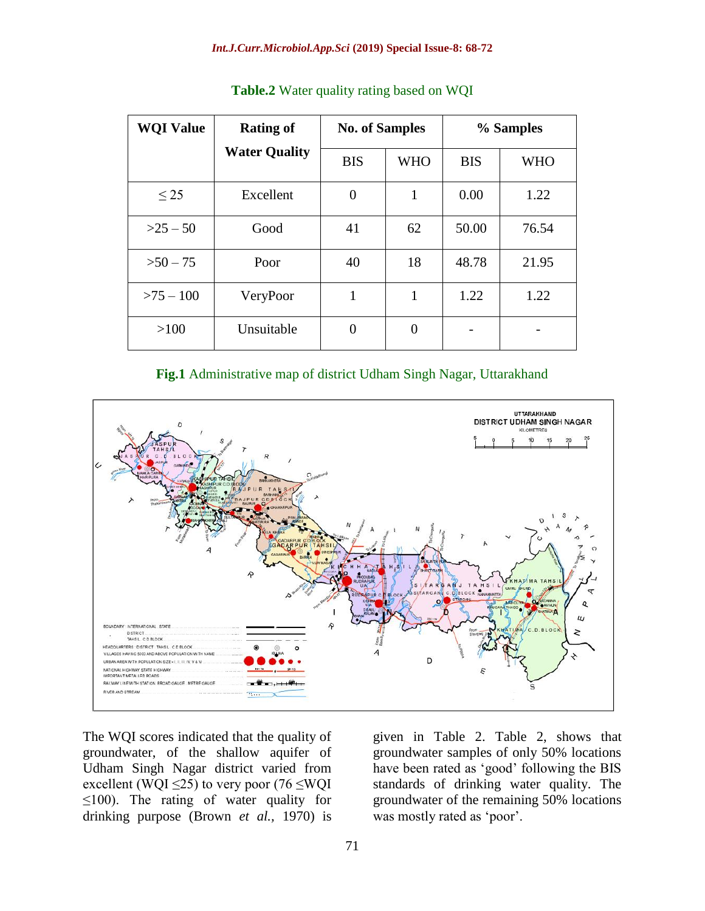**Table.2** Water quality rating based on WQI

| WQI Value | Rating of Water Quality | No. of Samples | | % Samples | |
|---|---|---|---|---|---|
| | | BIS | WHO | BIS | WHO |
| ≤ 25 | Excellent | 0 | 1 | 0.00 | 1.22 |
| >25 – 50 | Good | 41 | 62 | 50.00 | 76.54 |
| >50 – 75 | Poor | 40 | 18 | 48.78 | 21.95 |
| >75 – 100 | VeryPoor | 1 | 1 | 1.22 | 1.22 |
| >100 | Unsuitable | 0 | 0 | - | - |

**Fig.1** Administrative map of district Udham Singh Nagar, Uttarakhand

The WQI scores indicated that the quality of groundwater, of the shallow aquifer of Udham Singh Nagar district varied from excellent (WQI ≤25) to very poor (76 ≤WQI ≤100). The rating of water quality for drinking purpose (Brown *et al.,* 1970) is given in Table 2. Table 2, shows that groundwater samples of only 50% locations have been rated as 'good' following the BIS standards of drinking water quality. The groundwater of the remaining 50% locations was mostly rated as 'poor'.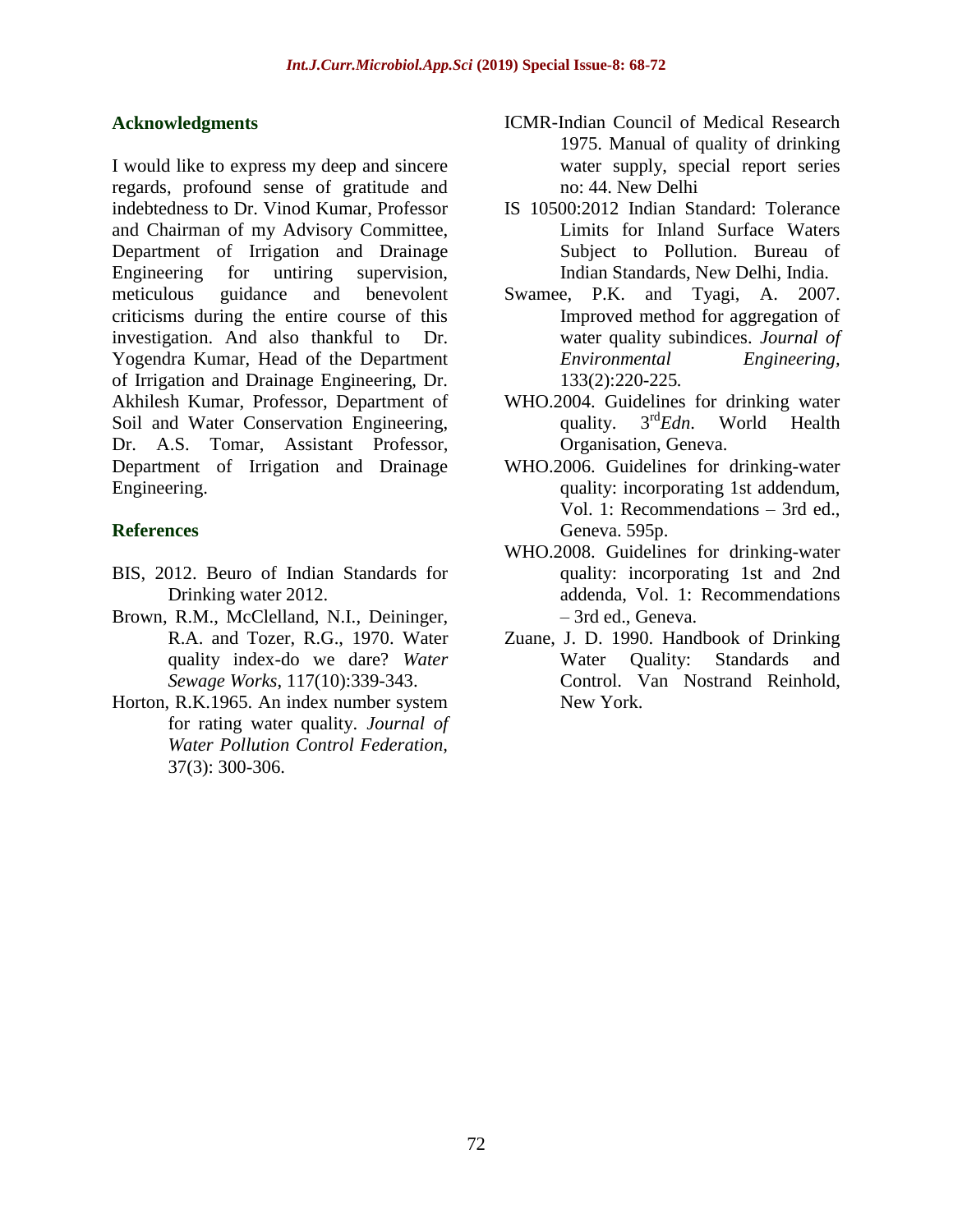## Acknowledgments

I would like to express my deep and sincere regards, profound sense of gratitude and indebtedness to Dr. Vinod Kumar, Professor and Chairman of my Advisory Committee, Department of Irrigation and Drainage Engineering for untiring supervision, meticulous guidance and benevolent criticisms during the entire course of this investigation. And also thankful to Dr. Yogendra Kumar, Head of the Department of Irrigation and Drainage Engineering, Dr. Akhilesh Kumar, Professor, Department of Soil and Water Conservation Engineering, Dr. A.S. Tomar, Assistant Professor, Department of Irrigation and Drainage Engineering.

## References

BIS, 2012. Beuro of Indian Standards for Drinking water 2012.

Brown, R.M., McClelland, N.I., Deininger, R.A. and Tozer, R.G., 1970. Water quality index-do we dare? *Water Sewage Works*, 117(10):339-343.

Horton, R.K.1965. An index number system for rating water quality. *Journal of Water Pollution Control Federation,* 37(3): 300-306.

ICMR-Indian Council of Medical Research 1975. Manual of quality of drinking water supply, special report series no: 44. New Delhi

IS 10500:2012 Indian Standard: Tolerance Limits for Inland Surface Waters Subject to Pollution. Bureau of Indian Standards, New Delhi, India.

Swamee, P.K. and Tyagi, A. 2007. Improved method for aggregation of water quality subindices. *Journal of Environmental Engineering,* 133(2):220-225*.*

WHO.2004. Guidelines for drinking water quality. 3rd *Edn*. World Health Organisation, Geneva.

WHO.2006. Guidelines for drinking-water quality: incorporating 1st addendum, Vol. 1: Recommendations – 3rd ed., Geneva. 595p.

WHO.2008. Guidelines for drinking-water quality: incorporating 1st and 2nd addenda, Vol. 1: Recommendations – 3rd ed., Geneva.

Zuane, J. D. 1990. Handbook of Drinking Water Quality: Standards and Control. Van Nostrand Reinhold, New York.